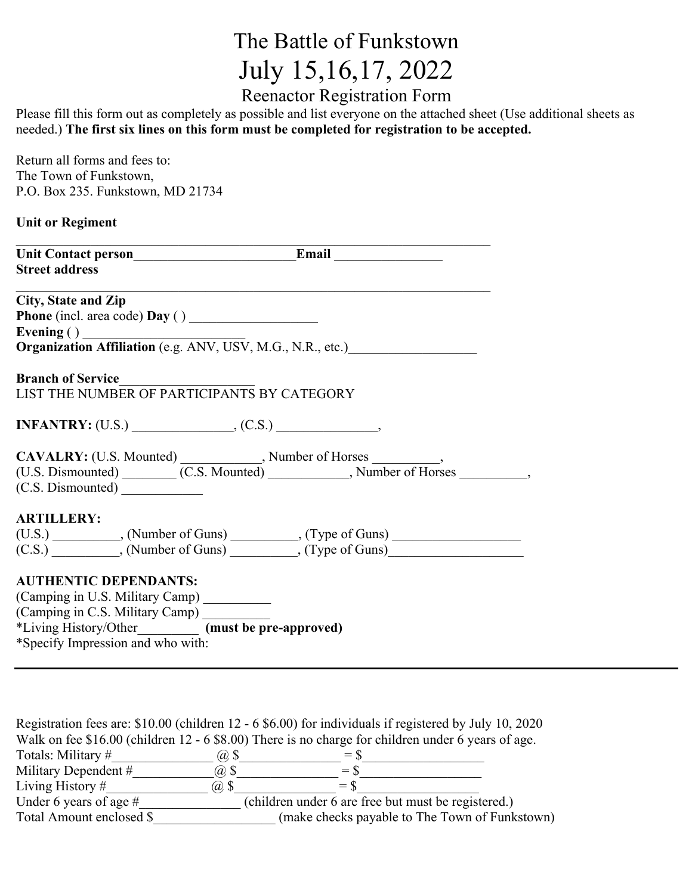# The Battle of Funkstown

# July 15,16,17, 2022

## Reenactor Registration Form

Please fill this form out as completely as possible and list everyone on the attached sheet (Use additional sheets as needed.) **The first six lines on this form must be completed for registration to be accepted.**

Return all forms and fees to:
The Town of Funkstown,
P.O. Box 235. Funkstown, MD 21734

**Unit or Regiment**

______________________________________________________________________

**Unit Contact person**________________________**Email** _______________

**Street address**

______________________________________________________________________

**City, State and Zip**

**Phone** (incl. area code) **Day** ( ) __________________

**Evening** ( ) _______________________

**Organization Affiliation** (e.g. ANV, USV, M.G., N.R., etc.)__________________

**Branch of Service**___________________

LIST THE NUMBER OF PARTICIPANTS BY CATEGORY

**INFANTRY:** (U.S.) ______________, (C.S.) ______________,

**CAVALRY:** (U.S. Mounted) ___________, Number of Horses _________,
(U.S. Dismounted) ________ (C.S. Mounted) ___________, Number of Horses _________,
(C.S. Dismounted) ___________

**ARTILLERY:**
(U.S.) _________, (Number of Guns) _________, (Type of Guns) __________________
(C.S.) _________, (Number of Guns) _________, (Type of Guns)__________________

**AUTHENTIC DEPENDANTS:**
(Camping in U.S. Military Camp) _________
(Camping in C.S. Military Camp) _________
*Living History/Other_________ **(must be pre-approved)**
*Specify Impression and who with:

---

Registration fees are: $10.00 (children 12 - 6 $6.00) for individuals if registered by July 10, 2020
Walk on fee $16.00 (children 12 - 6 $8.00) There is no charge for children under 6 years of age.
Totals: Military #______________ @ $______________ = $_________________
Military Dependent #___________@ $______________ = $_________________
Living History #______________ @ $______________ = $_________________
Under 6 years of age #______________ (children under 6 are free but must be registered.)
Total Amount enclosed $_________________ (make checks payable to The Town of Funkstown)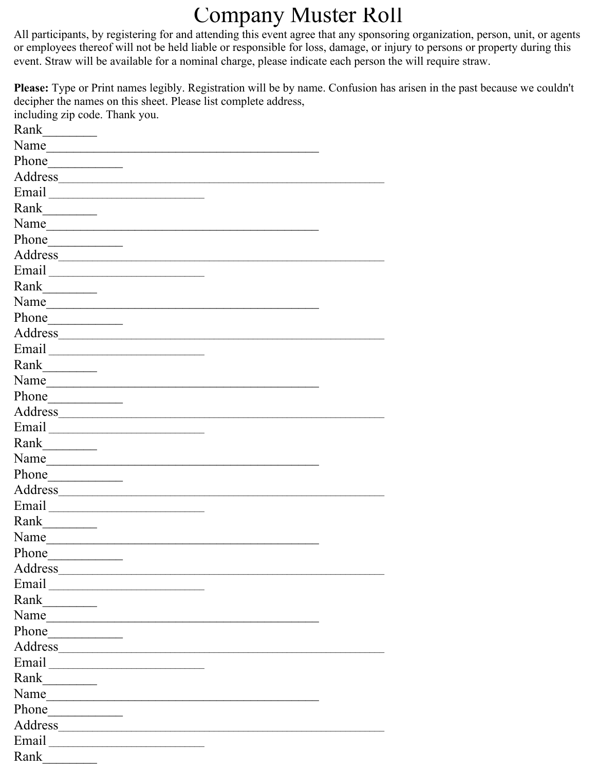# Company Muster Roll

All participants, by registering for and attending this event agree that any sponsoring organization, person, unit, or agents or employees thereof will not be held liable or responsible for loss, damage, or injury to persons or property during this event. Straw will be available for a nominal charge, please indicate each person the will require straw.

**Please:** Type or Print names legibly. Registration will be by name. Confusion has arisen in the past because we couldn't decipher the names on this sheet. Please list complete address, including zip code. Thank you.

Rank________
Name______________________________________________
Phone___________
Address_______________________________________________________
Email _________________________

Rank________
Name______________________________________________
Phone___________
Address_______________________________________________________
Email _________________________

Rank________
Name______________________________________________
Phone___________
Address_______________________________________________________
Email _________________________

Rank________
Name______________________________________________
Phone___________
Address_______________________________________________________
Email _________________________

Rank________
Name______________________________________________
Phone___________
Address_______________________________________________________
Email _________________________

Rank________
Name______________________________________________
Phone___________
Address_______________________________________________________
Email _________________________

Rank________
Name______________________________________________
Phone___________
Address_______________________________________________________
Email _________________________

Rank________
Name______________________________________________
Phone___________
Address_______________________________________________________
Email _________________________

Rank________